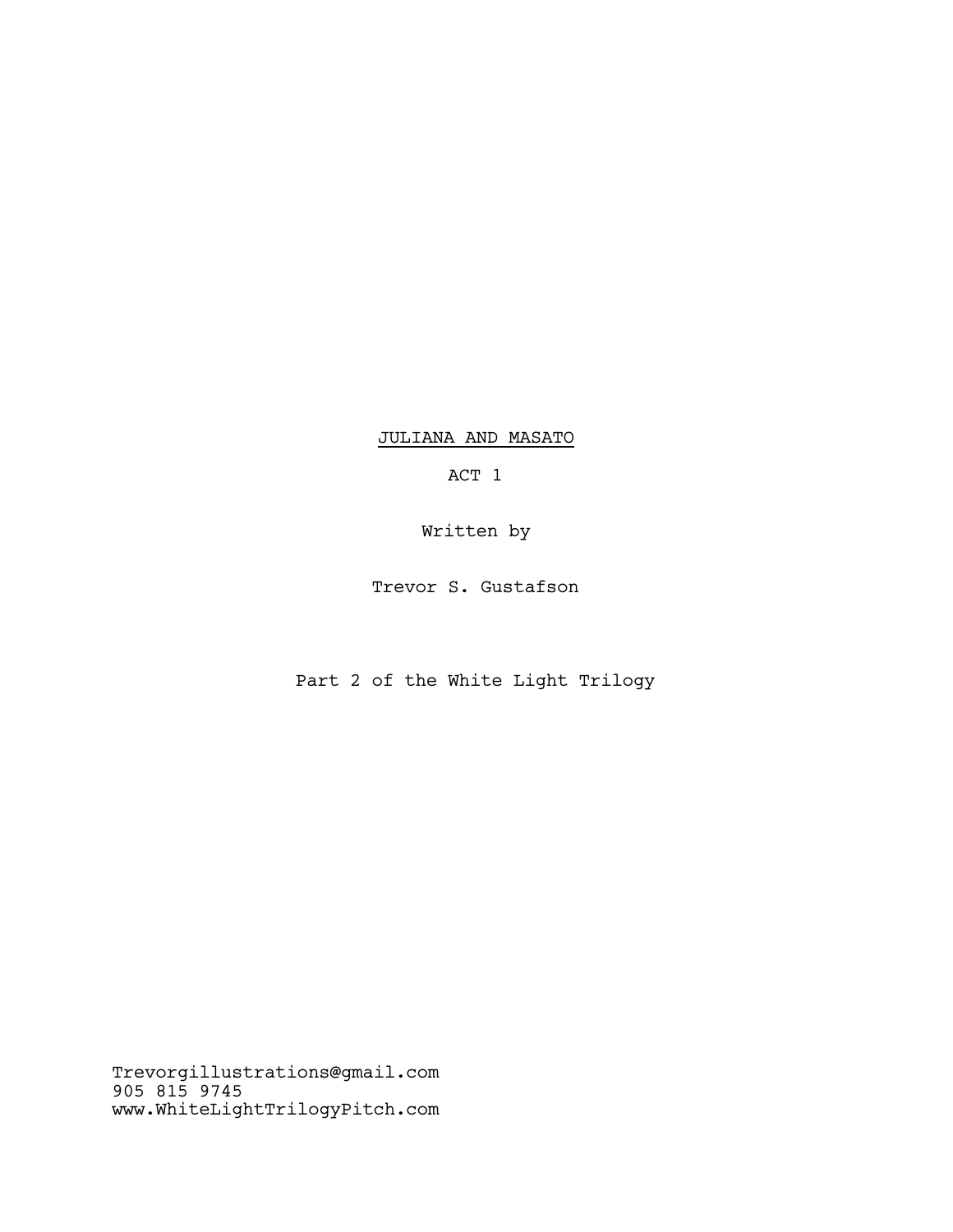# JULIANA AND MASATO

ACT 1

Written by

Trevor S. Gustafson

Part 2 of the White Light Trilogy

Trevorgillustrations@gmail.com
905 815 9745
www.WhiteLightTrilogyPitch.com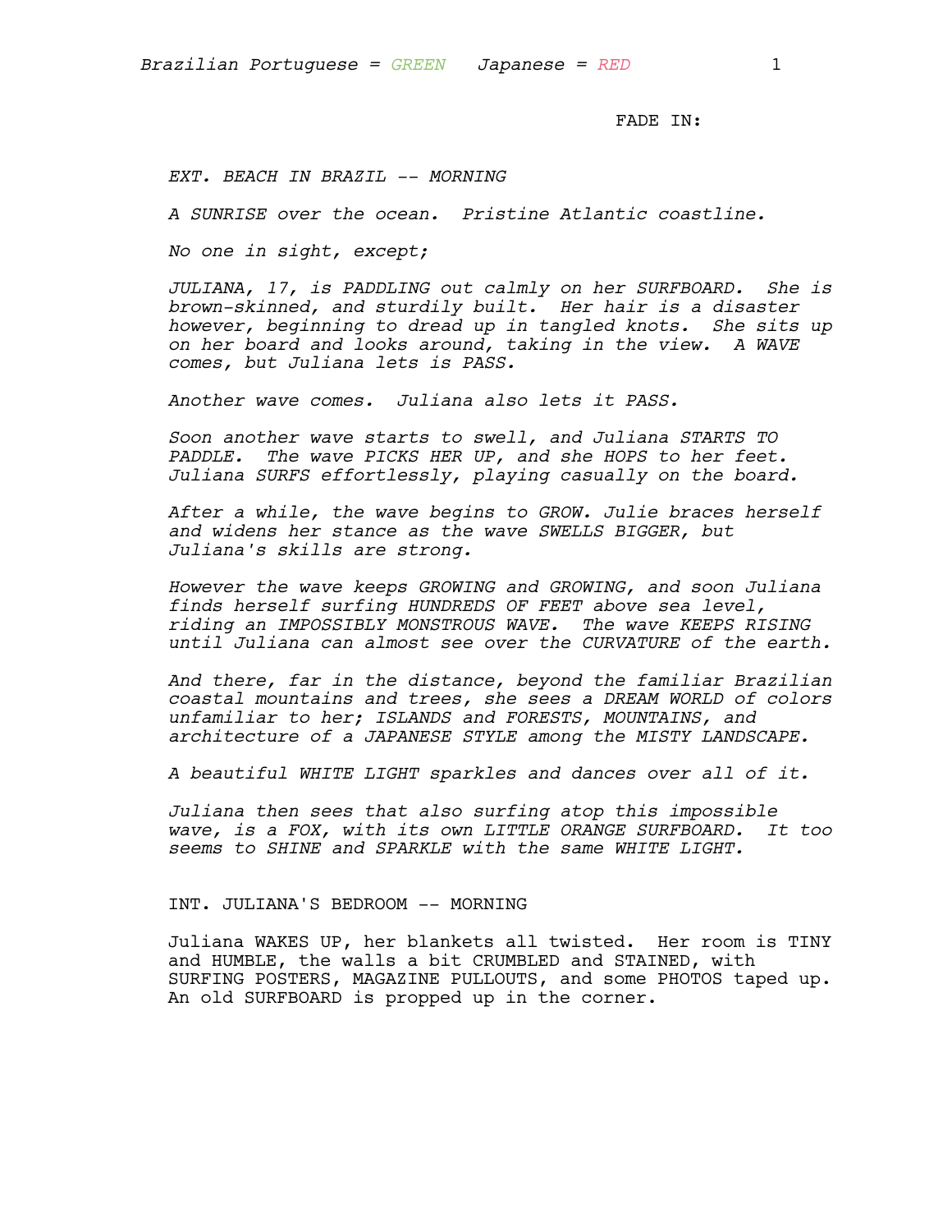Brazilian Portuguese = GREEN    Japanese = RED

FADE IN:

*EXT. BEACH IN BRAZIL -- MORNING*

*A SUNRISE over the ocean.  Pristine Atlantic coastline.*

*No one in sight, except;*

*JULIANA, 17, is PADDLING out calmly on her SURFBOARD.  She is brown-skinned, and sturdily built.  Her hair is a disaster however, beginning to dread up in tangled knots.  She sits up on her board and looks around, taking in the view.  A WAVE comes, but Juliana lets is PASS.*

*Another wave comes.  Juliana also lets it PASS.*

*Soon another wave starts to swell, and Juliana STARTS TO PADDLE.  The wave PICKS HER UP, and she HOPS to her feet. Juliana SURFS effortlessly, playing casually on the board.*

*After a while, the wave begins to GROW. Julie braces herself and widens her stance as the wave SWELLS BIGGER, but Juliana's skills are strong.*

*However the wave keeps GROWING and GROWING, and soon Juliana finds herself surfing HUNDREDS OF FEET above sea level, riding an IMPOSSIBLY MONSTROUS WAVE.  The wave KEEPS RISING until Juliana can almost see over the CURVATURE of the earth.*

*And there, far in the distance, beyond the familiar Brazilian coastal mountains and trees, she sees a DREAM WORLD of colors unfamiliar to her; ISLANDS and FORESTS, MOUNTAINS, and architecture of a JAPANESE STYLE among the MISTY LANDSCAPE.*

*A beautiful WHITE LIGHT sparkles and dances over all of it.*

*Juliana then sees that also surfing atop this impossible wave, is a FOX, with its own LITTLE ORANGE SURFBOARD.  It too seems to SHINE and SPARKLE with the same WHITE LIGHT.*

INT. JULIANA'S BEDROOM -- MORNING

Juliana WAKES UP, her blankets all twisted.  Her room is TINY and HUMBLE, the walls a bit CRUMBLED and STAINED, with SURFING POSTERS, MAGAZINE PULLOUTS, and some PHOTOS taped up. An old SURFBOARD is propped up in the corner.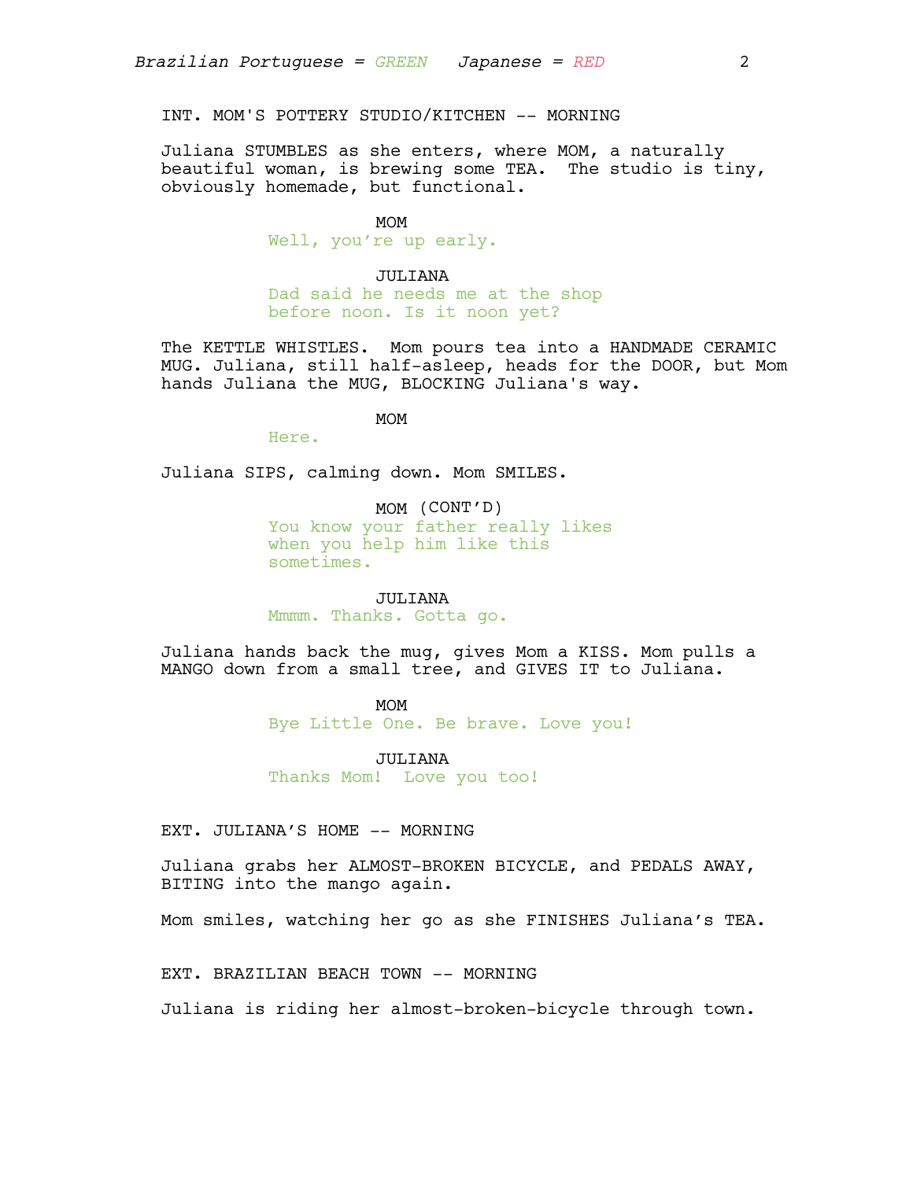*Brazilian Portuguese = GREEN    Japanese = RED*

INT. MOM'S POTTERY STUDIO/KITCHEN -- MORNING

Juliana STUMBLES as she enters, where MOM, a naturally beautiful woman, is brewing some TEA. The studio is tiny, obviously homemade, but functional.

MOM
Well, you're up early.

JULIANA
Dad said he needs me at the shop before noon. Is it noon yet?

The KETTLE WHISTLES. Mom pours tea into a HANDMADE CERAMIC MUG. Juliana, still half-asleep, heads for the DOOR, but Mom hands Juliana the MUG, BLOCKING Juliana's way.

MOM
Here.

Juliana SIPS, calming down. Mom SMILES.

MOM (CONT'D)
You know your father really likes when you help him like this sometimes.

JULIANA
Mmmm. Thanks. Gotta go.

Juliana hands back the mug, gives Mom a KISS. Mom pulls a MANGO down from a small tree, and GIVES IT to Juliana.

MOM
Bye Little One. Be brave. Love you!

JULIANA
Thanks Mom! Love you too!

EXT. JULIANA'S HOME -- MORNING

Juliana grabs her ALMOST-BROKEN BICYCLE, and PEDALS AWAY, BITING into the mango again.

Mom smiles, watching her go as she FINISHES Juliana's TEA.

EXT. BRAZILIAN BEACH TOWN -- MORNING

Juliana is riding her almost-broken-bicycle through town.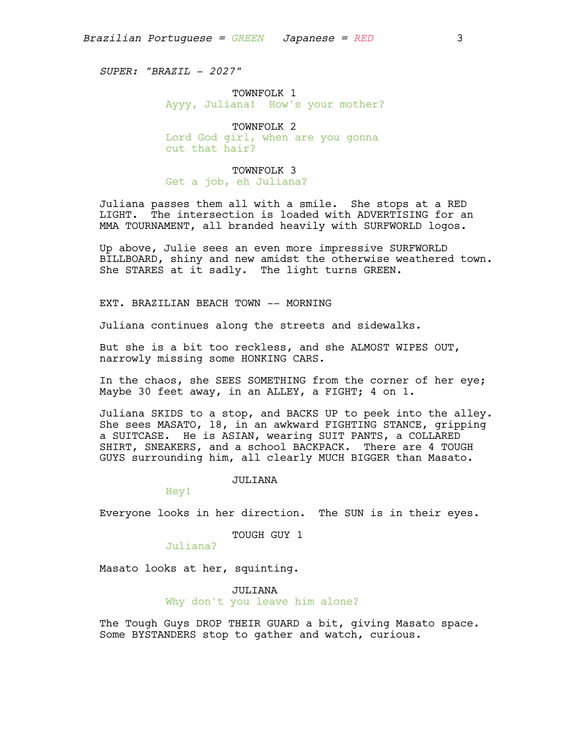*SUPER: "BRAZIL - 2027"*

TOWNFOLK 1
Ayyy, Juliana! How's your mother?

TOWNFOLK 2
Lord God girl, when are you gonna cut that hair?

TOWNFOLK 3
Get a job, eh Juliana?

Juliana passes them all with a smile. She stops at a RED LIGHT. The intersection is loaded with ADVERTISING for an MMA TOURNAMENT, all branded heavily with SURFWORLD logos.

Up above, Julie sees an even more impressive SURFWORLD BILLBOARD, shiny and new amidst the otherwise weathered town. She STARES at it sadly. The light turns GREEN.

EXT. BRAZILIAN BEACH TOWN -- MORNING

Juliana continues along the streets and sidewalks.

But she is a bit too reckless, and she ALMOST WIPES OUT, narrowly missing some HONKING CARS.

In the chaos, she SEES SOMETHING from the corner of her eye; Maybe 30 feet away, in an ALLEY, a FIGHT; 4 on 1.

Juliana SKIDS to a stop, and BACKS UP to peek into the alley. She sees MASATO, 18, in an awkward FIGHTING STANCE, gripping a SUITCASE. He is ASIAN, wearing SUIT PANTS, a COLLARED SHIRT, SNEAKERS, and a school BACKPACK. There are 4 TOUGH GUYS surrounding him, all clearly MUCH BIGGER than Masato.

JULIANA
Hey!

Everyone looks in her direction. The SUN is in their eyes.

TOUGH GUY 1
Juliana?

Masato looks at her, squinting.

JULIANA
Why don't you leave him alone?

The Tough Guys DROP THEIR GUARD a bit, giving Masato space. Some BYSTANDERS stop to gather and watch, curious.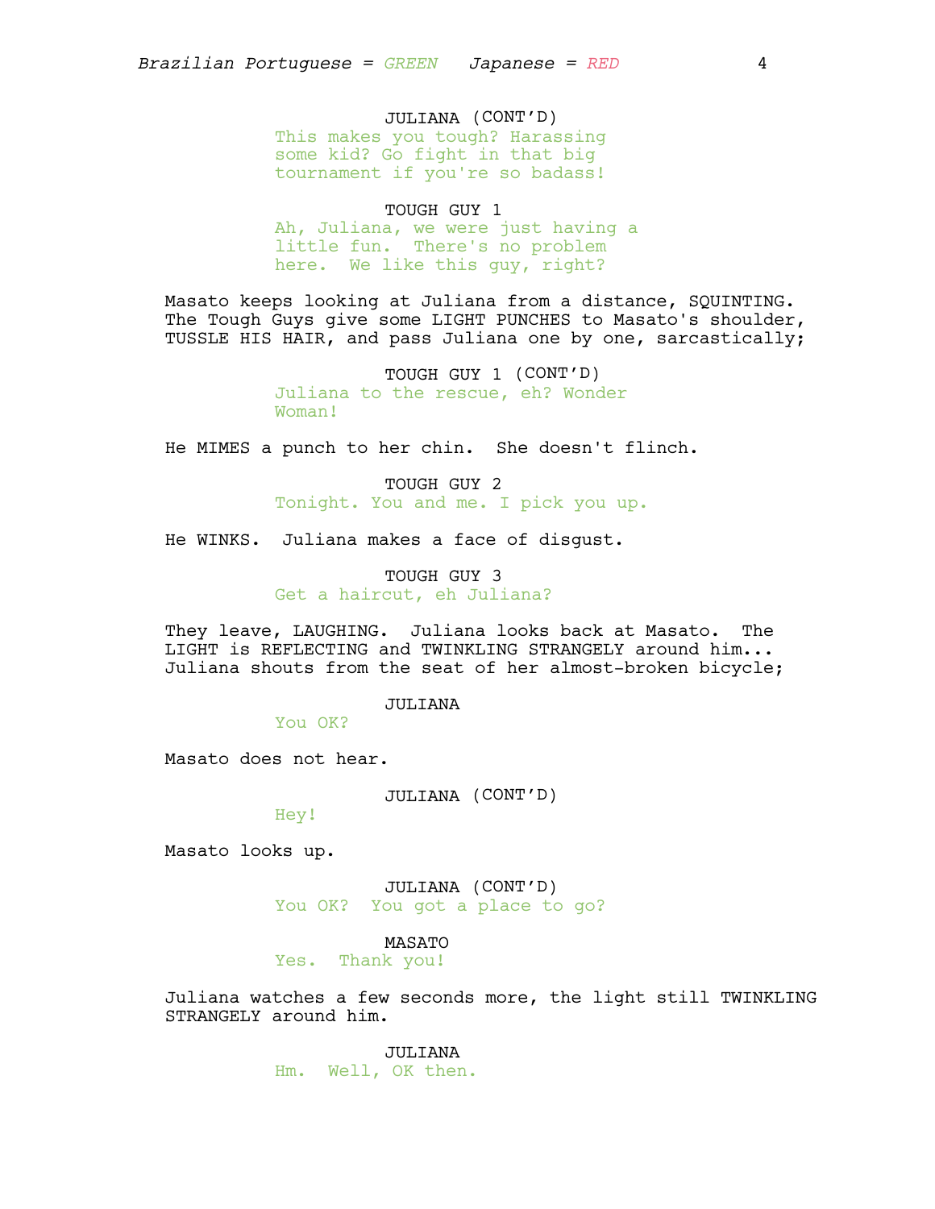*Brazilian Portuguese = GREEN    Japanese = RED*

JULIANA (CONT'D)
This makes you tough? Harassing some kid? Go fight in that big tournament if you're so badass!

TOUGH GUY 1
Ah, Juliana, we were just having a little fun.  There's no problem here.  We like this guy, right?

Masato keeps looking at Juliana from a distance, SQUINTING. The Tough Guys give some LIGHT PUNCHES to Masato's shoulder, TUSSLE HIS HAIR, and pass Juliana one by one, sarcastically;

TOUGH GUY 1 (CONT'D)
Juliana to the rescue, eh? Wonder Woman!

He MIMES a punch to her chin.  She doesn't flinch.

TOUGH GUY 2
Tonight. You and me. I pick you up.

He WINKS.  Juliana makes a face of disgust.

TOUGH GUY 3
Get a haircut, eh Juliana?

They leave, LAUGHING.  Juliana looks back at Masato.  The LIGHT is REFLECTING and TWINKLING STRANGELY around him... Juliana shouts from the seat of her almost-broken bicycle;

JULIANA
You OK?

Masato does not hear.

JULIANA (CONT'D)
Hey!

Masato looks up.

JULIANA (CONT'D)
You OK?  You got a place to go?

MASATO
Yes.  Thank you!

Juliana watches a few seconds more, the light still TWINKLING STRANGELY around him.

JULIANA
Hm.  Well, OK then.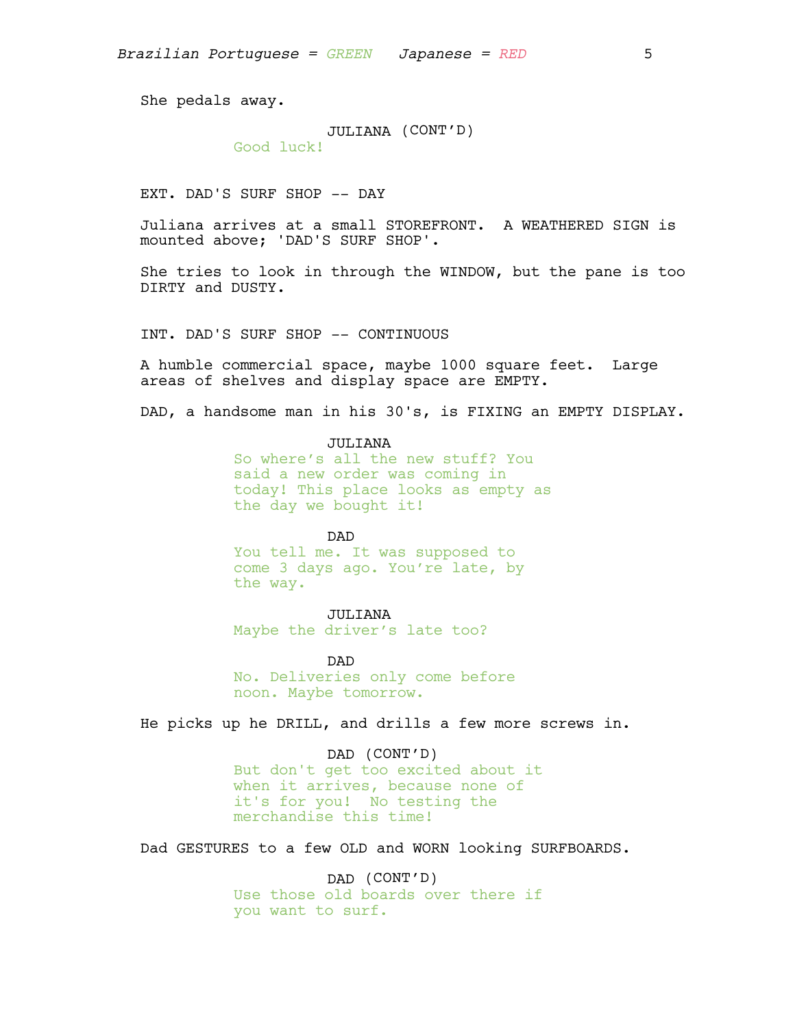She pedals away.

JULIANA (CONT'D)
Good luck!

EXT. DAD'S SURF SHOP -- DAY

Juliana arrives at a small STOREFRONT. A WEATHERED SIGN is mounted above; 'DAD'S SURF SHOP'.

She tries to look in through the WINDOW, but the pane is too DIRTY and DUSTY.

INT. DAD'S SURF SHOP -- CONTINUOUS

A humble commercial space, maybe 1000 square feet. Large areas of shelves and display space are EMPTY.

DAD, a handsome man in his 30's, is FIXING an EMPTY DISPLAY.

JULIANA
So where's all the new stuff? You said a new order was coming in today! This place looks as empty as the day we bought it!

DAD
You tell me. It was supposed to come 3 days ago. You're late, by the way.

JULIANA
Maybe the driver's late too?

DAD
No. Deliveries only come before noon. Maybe tomorrow.

He picks up he DRILL, and drills a few more screws in.

DAD (CONT'D)
But don't get too excited about it when it arrives, because none of it's for you! No testing the merchandise this time!

Dad GESTURES to a few OLD and WORN looking SURFBOARDS.

DAD (CONT'D)
Use those old boards over there if you want to surf.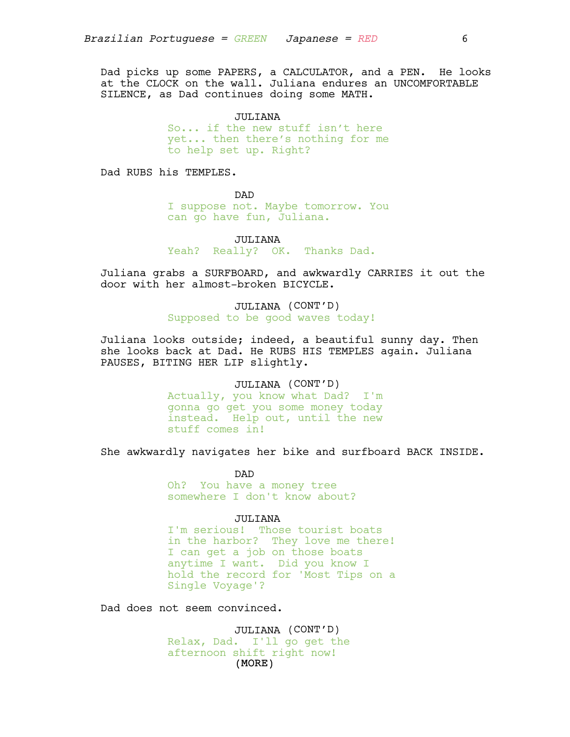Dad picks up some PAPERS, a CALCULATOR, and a PEN. He looks at the CLOCK on the wall. Juliana endures an UNCOMFORTABLE SILENCE, as Dad continues doing some MATH.

JULIANA
So... if the new stuff isn't here yet... then there's nothing for me to help set up. Right?

Dad RUBS his TEMPLES.

DAD
I suppose not. Maybe tomorrow. You can go have fun, Juliana.

JULIANA
Yeah? Really? OK. Thanks Dad.

Juliana grabs a SURFBOARD, and awkwardly CARRIES it out the door with her almost-broken BICYCLE.

JULIANA (CONT'D)
Supposed to be good waves today!

Juliana looks outside; indeed, a beautiful sunny day. Then she looks back at Dad. He RUBS HIS TEMPLES again. Juliana PAUSES, BITING HER LIP slightly.

JULIANA (CONT'D)
Actually, you know what Dad? I'm gonna go get you some money today instead. Help out, until the new stuff comes in!

She awkwardly navigates her bike and surfboard BACK INSIDE.

DAD
Oh? You have a money tree somewhere I don't know about?

JULIANA
I'm serious! Those tourist boats in the harbor? They love me there! I can get a job on those boats anytime I want. Did you know I hold the record for 'Most Tips on a Single Voyage'?

Dad does not seem convinced.

JULIANA (CONT'D)
Relax, Dad. I'll go get the afternoon shift right now!
(MORE)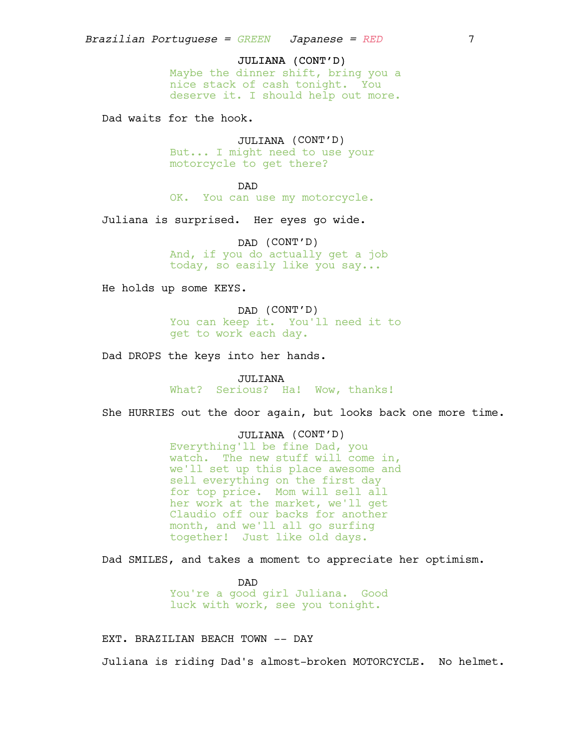JULIANA (CONT'D)
Maybe the dinner shift, bring you a nice stack of cash tonight. You deserve it. I should help out more.

Dad waits for the hook.

JULIANA (CONT'D)
But... I might need to use your motorcycle to get there?

DAD
OK. You can use my motorcycle.

Juliana is surprised. Her eyes go wide.

DAD (CONT'D)
And, if you do actually get a job today, so easily like you say...

He holds up some KEYS.

DAD (CONT'D)
You can keep it. You'll need it to get to work each day.

Dad DROPS the keys into her hands.

JULIANA
What? Serious? Ha! Wow, thanks!

She HURRIES out the door again, but looks back one more time.

JULIANA (CONT'D)
Everything'll be fine Dad, you watch. The new stuff will come in, we'll set up this place awesome and sell everything on the first day for top price. Mom will sell all her work at the market, we'll get Claudio off our backs for another month, and we'll all go surfing together! Just like old days.

Dad SMILES, and takes a moment to appreciate her optimism.

DAD
You're a good girl Juliana. Good luck with work, see you tonight.

EXT. BRAZILIAN BEACH TOWN -- DAY

Juliana is riding Dad's almost-broken MOTORCYCLE. No helmet.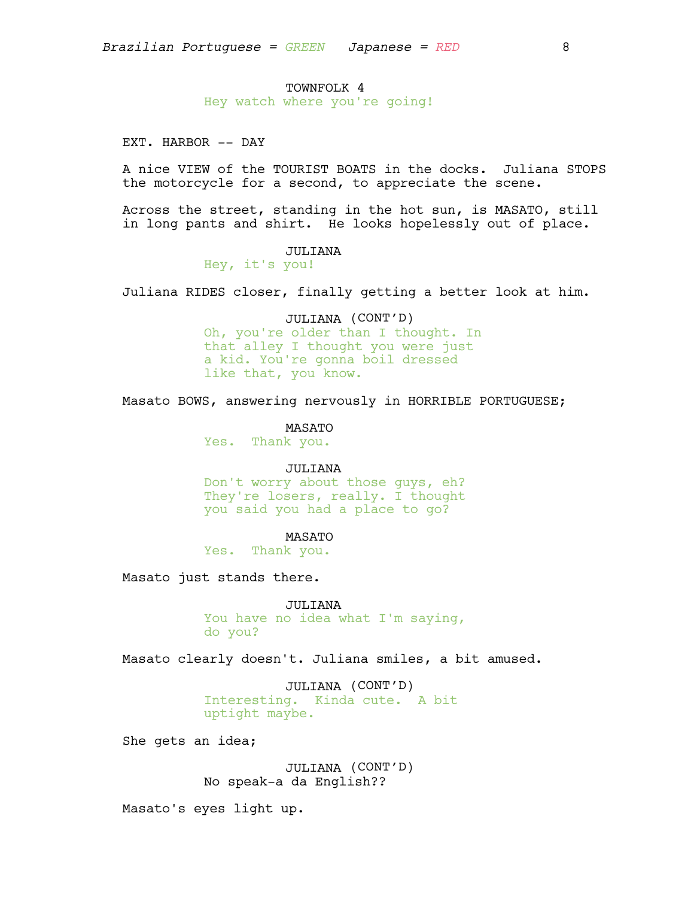TOWNFOLK 4

Hey watch where you're going!

EXT. HARBOR -- DAY

A nice VIEW of the TOURIST BOATS in the docks. Juliana STOPS the motorcycle for a second, to appreciate the scene.

Across the street, standing in the hot sun, is MASATO, still in long pants and shirt. He looks hopelessly out of place.

JULIANA

Hey, it's you!

Juliana RIDES closer, finally getting a better look at him.

JULIANA (CONT'D)

Oh, you're older than I thought. In that alley I thought you were just a kid. You're gonna boil dressed like that, you know.

Masato BOWS, answering nervously in HORRIBLE PORTUGUESE;

MASATO

Yes. Thank you.

JULIANA

Don't worry about those guys, eh? They're losers, really. I thought you said you had a place to go?

MASATO

Yes. Thank you.

Masato just stands there.

JULIANA

You have no idea what I'm saying, do you?

Masato clearly doesn't. Juliana smiles, a bit amused.

JULIANA (CONT'D)

Interesting. Kinda cute. A bit uptight maybe.

She gets an idea;

JULIANA (CONT'D)

No speak-a da English??

Masato's eyes light up.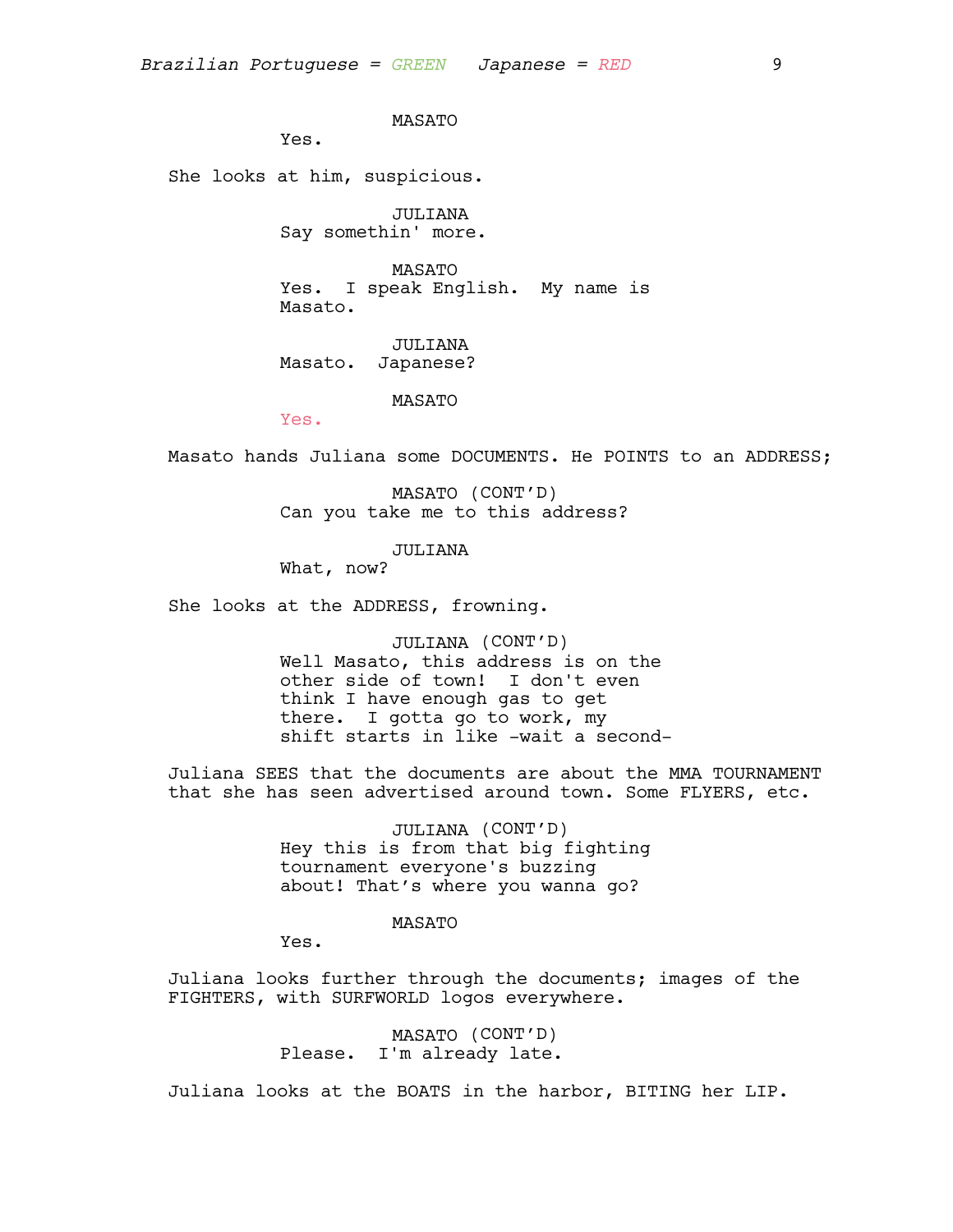MASATO

Yes.

She looks at him, suspicious.

JULIANA

Say somethin' more.

MASATO

Yes. I speak English. My name is Masato.

JULIANA

Masato. Japanese?

MASATO

Yes.

Masato hands Juliana some DOCUMENTS. He POINTS to an ADDRESS;

MASATO (CONT'D)

Can you take me to this address?

JULIANA

What, now?

She looks at the ADDRESS, frowning.

JULIANA (CONT'D)

Well Masato, this address is on the other side of town! I don't even think I have enough gas to get there. I gotta go to work, my shift starts in like -wait a second-

Juliana SEES that the documents are about the MMA TOURNAMENT that she has seen advertised around town. Some FLYERS, etc.

JULIANA (CONT'D)

Hey this is from that big fighting tournament everyone's buzzing about! That's where you wanna go?

MASATO

Yes.

Juliana looks further through the documents; images of the FIGHTERS, with SURFWORLD logos everywhere.

MASATO (CONT'D)

Please. I'm already late.

Juliana looks at the BOATS in the harbor, BITING her LIP.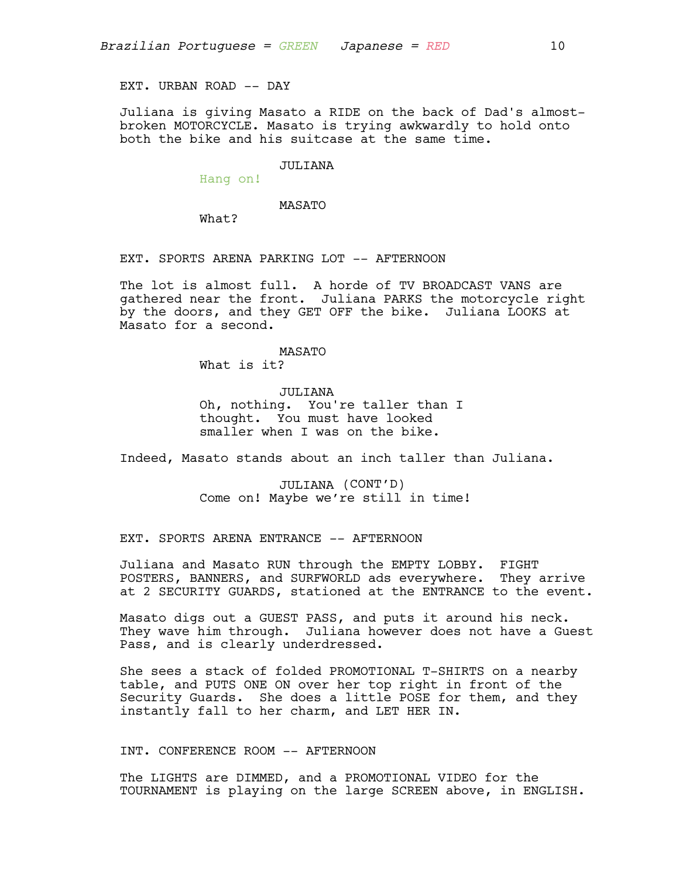EXT. URBAN ROAD -- DAY

Juliana is giving Masato a RIDE on the back of Dad's almost-broken MOTORCYCLE. Masato is trying awkwardly to hold onto both the bike and his suitcase at the same time.

JULIANA

Hang on!

MASATO

What?

EXT. SPORTS ARENA PARKING LOT -- AFTERNOON

The lot is almost full. A horde of TV BROADCAST VANS are gathered near the front. Juliana PARKS the motorcycle right by the doors, and they GET OFF the bike. Juliana LOOKS at Masato for a second.

MASATO

What is it?

JULIANA

Oh, nothing. You're taller than I thought. You must have looked smaller when I was on the bike.

Indeed, Masato stands about an inch taller than Juliana.

JULIANA (CONT'D)

Come on! Maybe we're still in time!

EXT. SPORTS ARENA ENTRANCE -- AFTERNOON

Juliana and Masato RUN through the EMPTY LOBBY. FIGHT POSTERS, BANNERS, and SURFWORLD ads everywhere. They arrive at 2 SECURITY GUARDS, stationed at the ENTRANCE to the event.

Masato digs out a GUEST PASS, and puts it around his neck. They wave him through. Juliana however does not have a Guest Pass, and is clearly underdressed.

She sees a stack of folded PROMOTIONAL T-SHIRTS on a nearby table, and PUTS ONE ON over her top right in front of the Security Guards. She does a little POSE for them, and they instantly fall to her charm, and LET HER IN.

INT. CONFERENCE ROOM -- AFTERNOON

The LIGHTS are DIMMED, and a PROMOTIONAL VIDEO for the TOURNAMENT is playing on the large SCREEN above, in ENGLISH.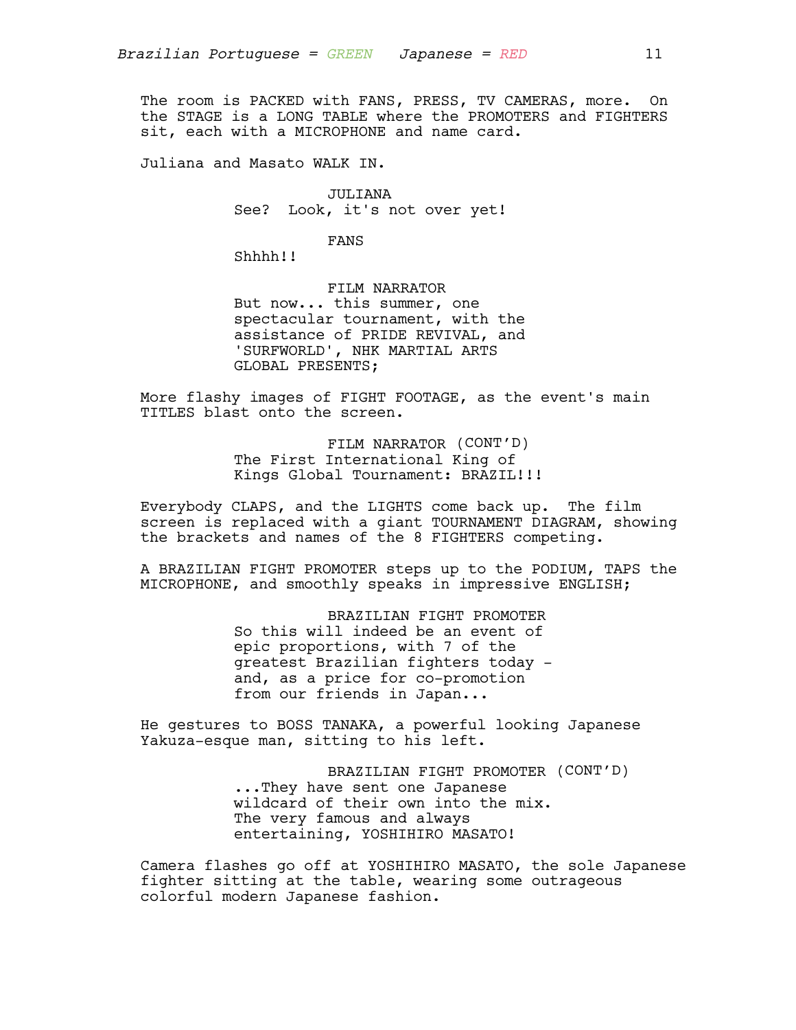The room is PACKED with FANS, PRESS, TV CAMERAS, more. On the STAGE is a LONG TABLE where the PROMOTERS and FIGHTERS sit, each with a MICROPHONE and name card.

Juliana and Masato WALK IN.

JULIANA
See? Look, it's not over yet!

FANS
Shhhh!!

FILM NARRATOR
But now... this summer, one spectacular tournament, with the assistance of PRIDE REVIVAL, and 'SURFWORLD', NHK MARTIAL ARTS GLOBAL PRESENTS;

More flashy images of FIGHT FOOTAGE, as the event's main TITLES blast onto the screen.

FILM NARRATOR (CONT'D)
The First International King of Kings Global Tournament: BRAZIL!!!

Everybody CLAPS, and the LIGHTS come back up. The film screen is replaced with a giant TOURNAMENT DIAGRAM, showing the brackets and names of the 8 FIGHTERS competing.

A BRAZILIAN FIGHT PROMOTER steps up to the PODIUM, TAPS the MICROPHONE, and smoothly speaks in impressive ENGLISH;

BRAZILIAN FIGHT PROMOTER
So this will indeed be an event of epic proportions, with 7 of the greatest Brazilian fighters today - and, as a price for co-promotion from our friends in Japan...

He gestures to BOSS TANAKA, a powerful looking Japanese Yakuza-esque man, sitting to his left.

BRAZILIAN FIGHT PROMOTER (CONT'D)
...They have sent one Japanese wildcard of their own into the mix. The very famous and always entertaining, YOSHIHIRO MASATO!

Camera flashes go off at YOSHIHIRO MASATO, the sole Japanese fighter sitting at the table, wearing some outrageous colorful modern Japanese fashion.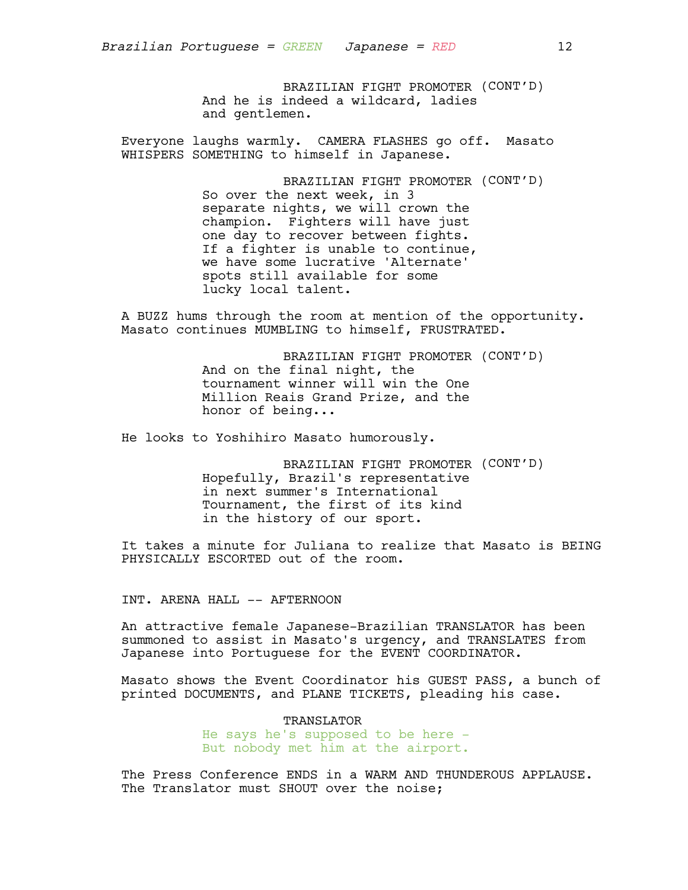BRAZILIAN FIGHT PROMOTER (CONT'D)
And he is indeed a wildcard, ladies and gentlemen.

Everyone laughs warmly. CAMERA FLASHES go off. Masato WHISPERS SOMETHING to himself in Japanese.

BRAZILIAN FIGHT PROMOTER (CONT'D)
So over the next week, in 3 separate nights, we will crown the champion. Fighters will have just one day to recover between fights. If a fighter is unable to continue, we have some lucrative 'Alternate' spots still available for some lucky local talent.

A BUZZ hums through the room at mention of the opportunity. Masato continues MUMBLING to himself, FRUSTRATED.

BRAZILIAN FIGHT PROMOTER (CONT'D)
And on the final night, the tournament winner will win the One Million Reais Grand Prize, and the honor of being...

He looks to Yoshihiro Masato humorously.

BRAZILIAN FIGHT PROMOTER (CONT'D)
Hopefully, Brazil's representative in next summer's International Tournament, the first of its kind in the history of our sport.

It takes a minute for Juliana to realize that Masato is BEING PHYSICALLY ESCORTED out of the room.

INT. ARENA HALL -- AFTERNOON

An attractive female Japanese-Brazilian TRANSLATOR has been summoned to assist in Masato's urgency, and TRANSLATES from Japanese into Portuguese for the EVENT COORDINATOR.

Masato shows the Event Coordinator his GUEST PASS, a bunch of printed DOCUMENTS, and PLANE TICKETS, pleading his case.

TRANSLATOR
He says he's supposed to be here - But nobody met him at the airport.

The Press Conference ENDS in a WARM AND THUNDEROUS APPLAUSE. The Translator must SHOUT over the noise;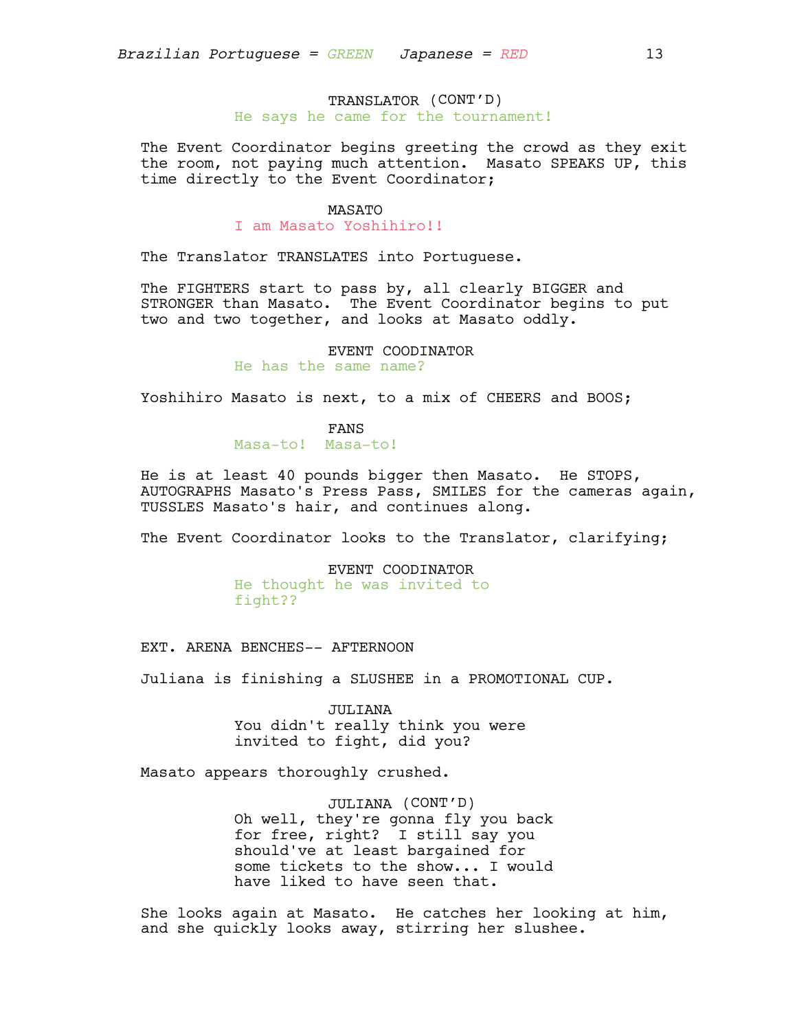TRANSLATOR (CONT'D)
He says he came for the tournament!

The Event Coordinator begins greeting the crowd as they exit the room, not paying much attention. Masato SPEAKS UP, this time directly to the Event Coordinator;

MASATO
I am Masato Yoshihiro!!

The Translator TRANSLATES into Portuguese.

The FIGHTERS start to pass by, all clearly BIGGER and STRONGER than Masato. The Event Coordinator begins to put two and two together, and looks at Masato oddly.

EVENT COODINATOR
He has the same name?

Yoshihiro Masato is next, to a mix of CHEERS and BOOS;

FANS
Masa-to! Masa-to!

He is at least 40 pounds bigger then Masato. He STOPS, AUTOGRAPHS Masato's Press Pass, SMILES for the cameras again, TUSSLES Masato's hair, and continues along.

The Event Coordinator looks to the Translator, clarifying;

EVENT COODINATOR
He thought he was invited to fight??

EXT. ARENA BENCHES-- AFTERNOON

Juliana is finishing a SLUSHEE in a PROMOTIONAL CUP.

JULIANA
You didn't really think you were invited to fight, did you?

Masato appears thoroughly crushed.

JULIANA (CONT'D)
Oh well, they're gonna fly you back for free, right? I still say you should've at least bargained for some tickets to the show... I would have liked to have seen that.

She looks again at Masato. He catches her looking at him, and she quickly looks away, stirring her slushee.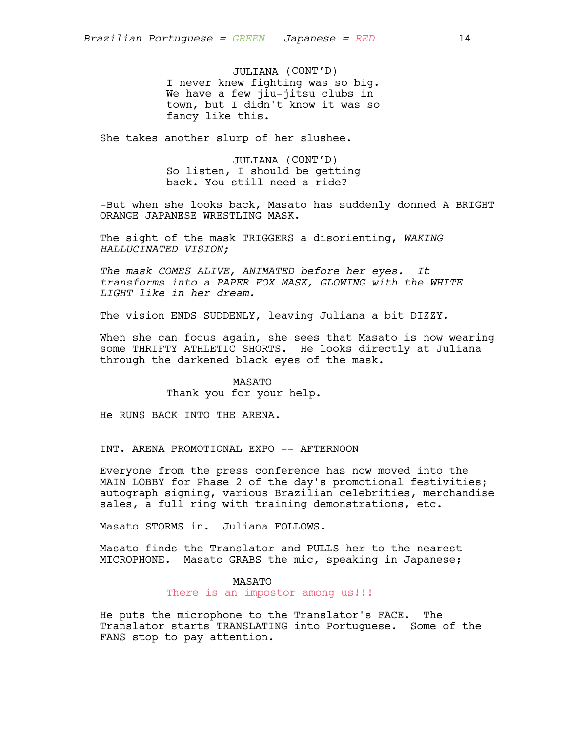JULIANA (CONT'D)
I never knew fighting was so big. We have a few jiu-jitsu clubs in town, but I didn't know it was so fancy like this.

She takes another slurp of her slushee.

JULIANA (CONT'D)
So listen, I should be getting back. You still need a ride?

-But when she looks back, Masato has suddenly donned A BRIGHT ORANGE JAPANESE WRESTLING MASK.

The sight of the mask TRIGGERS a disorienting, *WAKING HALLUCINATED VISION;*

*The mask COMES ALIVE, ANIMATED before her eyes. It transforms into a PAPER FOX MASK, GLOWING with the WHITE LIGHT like in her dream.*

The vision ENDS SUDDENLY, leaving Juliana a bit DIZZY.

When she can focus again, she sees that Masato is now wearing some THRIFTY ATHLETIC SHORTS. He looks directly at Juliana through the darkened black eyes of the mask.

MASATO
Thank you for your help.

He RUNS BACK INTO THE ARENA.

INT. ARENA PROMOTIONAL EXPO -- AFTERNOON

Everyone from the press conference has now moved into the MAIN LOBBY for Phase 2 of the day's promotional festivities; autograph signing, various Brazilian celebrities, merchandise sales, a full ring with training demonstrations, etc.

Masato STORMS in. Juliana FOLLOWS.

Masato finds the Translator and PULLS her to the nearest MICROPHONE. Masato GRABS the mic, speaking in Japanese;

MASATO
There is an impostor among us!!!

He puts the microphone to the Translator's FACE. The Translator starts TRANSLATING into Portuguese. Some of the FANS stop to pay attention.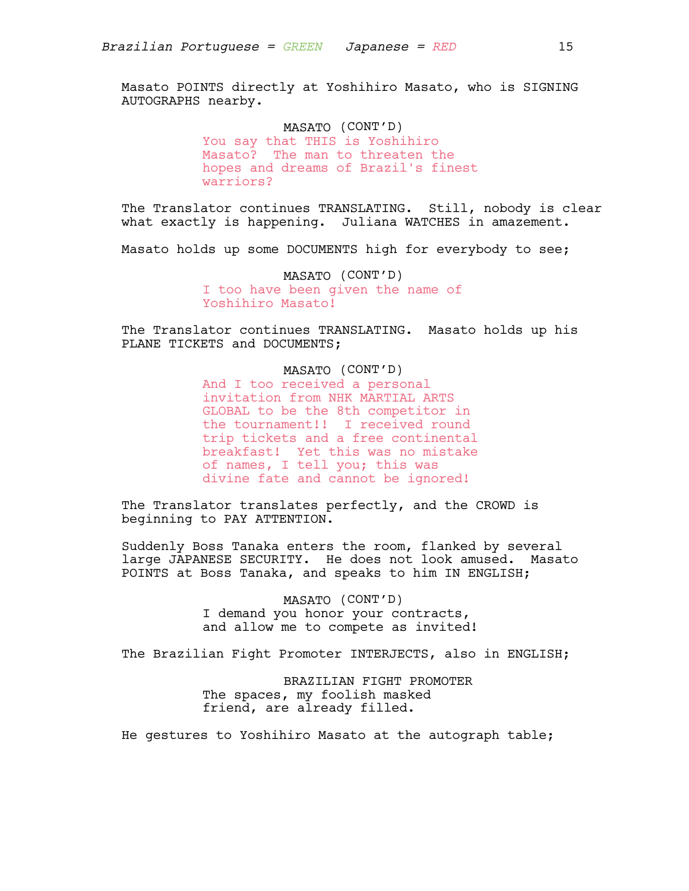*Brazilian Portuguese = GREEN   Japanese = RED*

Masato POINTS directly at Yoshihiro Masato, who is SIGNING AUTOGRAPHS nearby.

MASATO (CONT'D)
You say that THIS is Yoshihiro Masato? The man to threaten the hopes and dreams of Brazil's finest warriors?

The Translator continues TRANSLATING. Still, nobody is clear what exactly is happening. Juliana WATCHES in amazement.

Masato holds up some DOCUMENTS high for everybody to see;

MASATO (CONT'D)
I too have been given the name of Yoshihiro Masato!

The Translator continues TRANSLATING. Masato holds up his PLANE TICKETS and DOCUMENTS;

MASATO (CONT'D)
And I too received a personal invitation from NHK MARTIAL ARTS GLOBAL to be the 8th competitor in the tournament!! I received round trip tickets and a free continental breakfast! Yet this was no mistake of names, I tell you; this was divine fate and cannot be ignored!

The Translator translates perfectly, and the CROWD is beginning to PAY ATTENTION.

Suddenly Boss Tanaka enters the room, flanked by several large JAPANESE SECURITY. He does not look amused. Masato POINTS at Boss Tanaka, and speaks to him IN ENGLISH;

MASATO (CONT'D)
I demand you honor your contracts, and allow me to compete as invited!

The Brazilian Fight Promoter INTERJECTS, also in ENGLISH;

BRAZILIAN FIGHT PROMOTER
The spaces, my foolish masked friend, are already filled.

He gestures to Yoshihiro Masato at the autograph table;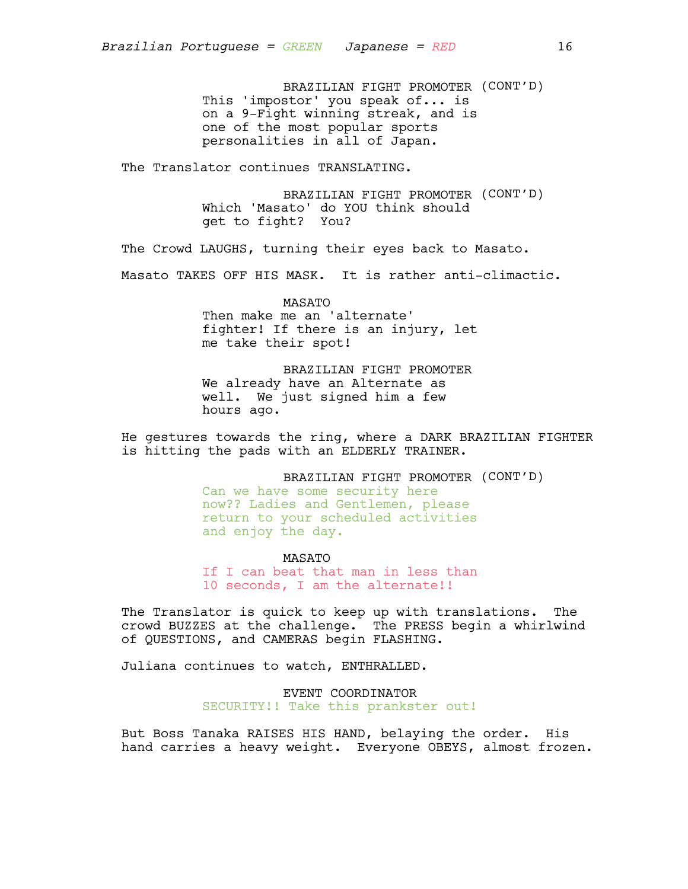BRAZILIAN FIGHT PROMOTER (CONT'D)
This 'impostor' you speak of... is on a 9-Fight winning streak, and is one of the most popular sports personalities in all of Japan.

The Translator continues TRANSLATING.

BRAZILIAN FIGHT PROMOTER (CONT'D)
Which 'Masato' do YOU think should get to fight? You?

The Crowd LAUGHS, turning their eyes back to Masato.

Masato TAKES OFF HIS MASK. It is rather anti-climactic.

MASATO
Then make me an 'alternate' fighter! If there is an injury, let me take their spot!

BRAZILIAN FIGHT PROMOTER
We already have an Alternate as well. We just signed him a few hours ago.

He gestures towards the ring, where a DARK BRAZILIAN FIGHTER is hitting the pads with an ELDERLY TRAINER.

BRAZILIAN FIGHT PROMOTER (CONT'D)
Can we have some security here now?? Ladies and Gentlemen, please return to your scheduled activities and enjoy the day.

MASATO
If I can beat that man in less than 10 seconds, I am the alternate!!

The Translator is quick to keep up with translations. The crowd BUZZES at the challenge. The PRESS begin a whirlwind of QUESTIONS, and CAMERAS begin FLASHING.

Juliana continues to watch, ENTHRALLED.

EVENT COORDINATOR
SECURITY!! Take this prankster out!

But Boss Tanaka RAISES HIS HAND, belaying the order. His hand carries a heavy weight. Everyone OBEYS, almost frozen.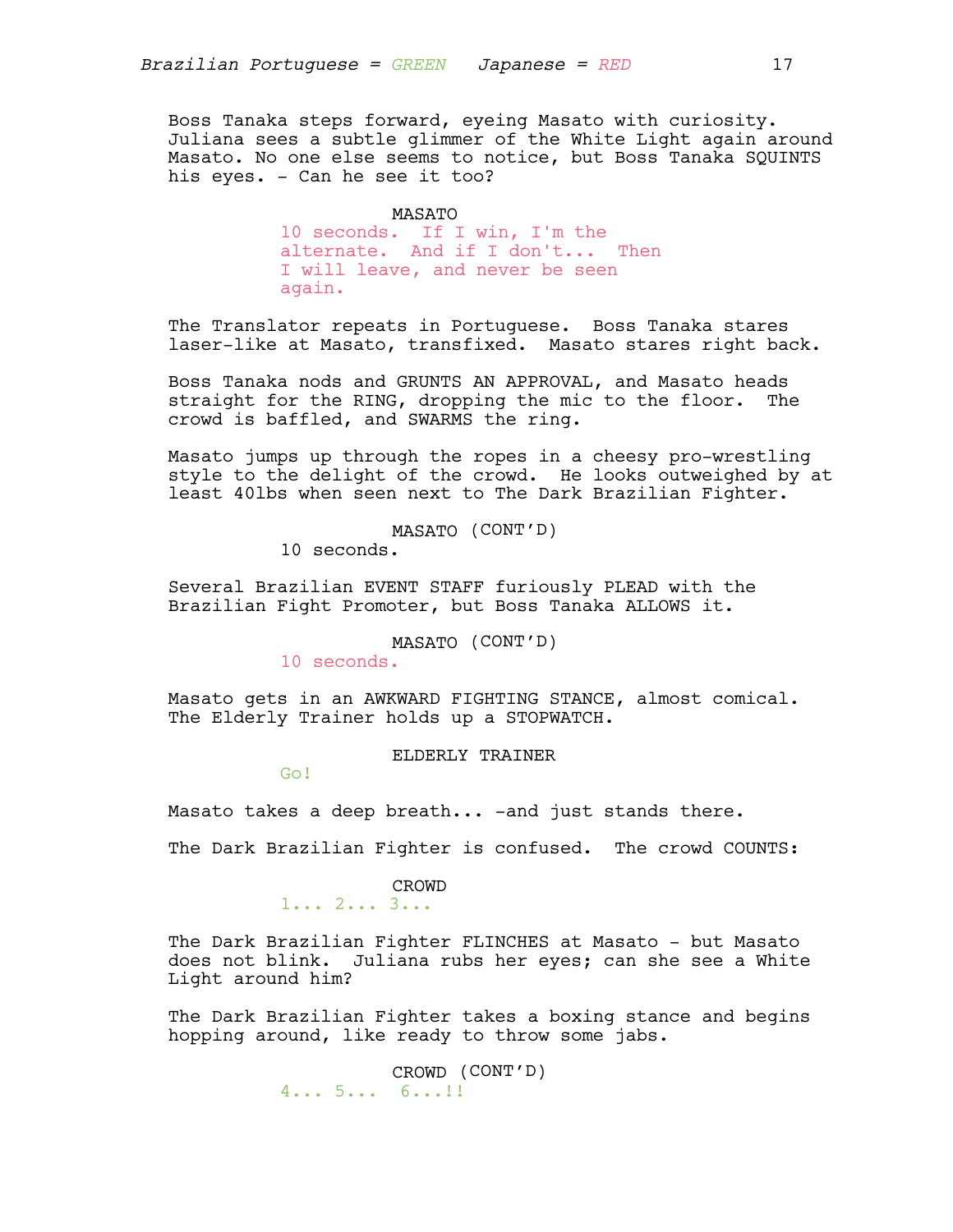Boss Tanaka steps forward, eyeing Masato with curiosity. Juliana sees a subtle glimmer of the White Light again around Masato. No one else seems to notice, but Boss Tanaka SQUINTS his eyes. - Can he see it too?

MASATO

10 seconds. If I win, I'm the alternate. And if I don't... Then I will leave, and never be seen again.

The Translator repeats in Portuguese. Boss Tanaka stares laser-like at Masato, transfixed. Masato stares right back.

Boss Tanaka nods and GRUNTS AN APPROVAL, and Masato heads straight for the RING, dropping the mic to the floor. The crowd is baffled, and SWARMS the ring.

Masato jumps up through the ropes in a cheesy pro-wrestling style to the delight of the crowd. He looks outweighed by at least 40lbs when seen next to The Dark Brazilian Fighter.

MASATO (CONT'D)

10 seconds.

Several Brazilian EVENT STAFF furiously PLEAD with the Brazilian Fight Promoter, but Boss Tanaka ALLOWS it.

MASATO (CONT'D)

10 seconds.

Masato gets in an AWKWARD FIGHTING STANCE, almost comical. The Elderly Trainer holds up a STOPWATCH.

ELDERLY TRAINER

Go!

Masato takes a deep breath... -and just stands there.

The Dark Brazilian Fighter is confused. The crowd COUNTS:

CROWD

1... 2... 3...

The Dark Brazilian Fighter FLINCHES at Masato - but Masato does not blink. Juliana rubs her eyes; can she see a White Light around him?

The Dark Brazilian Fighter takes a boxing stance and begins hopping around, like ready to throw some jabs.

CROWD (CONT'D)

4... 5... 6...!!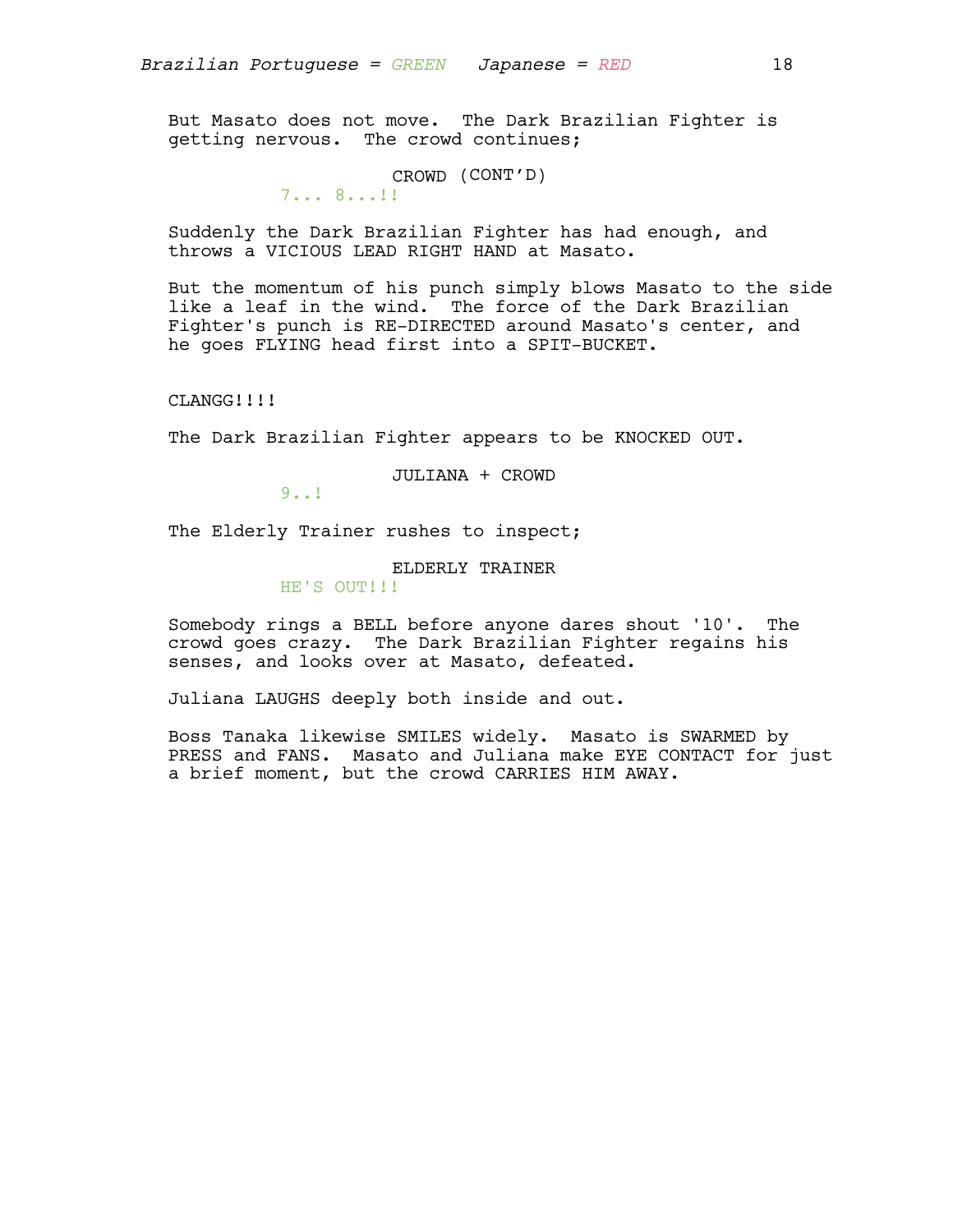Brazilian Portuguese = GREEN   Japanese = RED

But Masato does not move. The Dark Brazilian Fighter is getting nervous. The crowd continues;

CROWD (CONT'D)
7... 8...!!

Suddenly the Dark Brazilian Fighter has had enough, and throws a VICIOUS LEAD RIGHT HAND at Masato.

But the momentum of his punch simply blows Masato to the side like a leaf in the wind. The force of the Dark Brazilian Fighter's punch is RE-DIRECTED around Masato's center, and he goes FLYING head first into a SPIT-BUCKET.

CLANGG!!!!

The Dark Brazilian Fighter appears to be KNOCKED OUT.

JULIANA + CROWD
9..!

The Elderly Trainer rushes to inspect;

ELDERLY TRAINER
HE'S OUT!!!

Somebody rings a BELL before anyone dares shout '10'. The crowd goes crazy. The Dark Brazilian Fighter regains his senses, and looks over at Masato, defeated.

Juliana LAUGHS deeply both inside and out.

Boss Tanaka likewise SMILES widely. Masato is SWARMED by PRESS and FANS. Masato and Juliana make EYE CONTACT for just a brief moment, but the crowd CARRIES HIM AWAY.